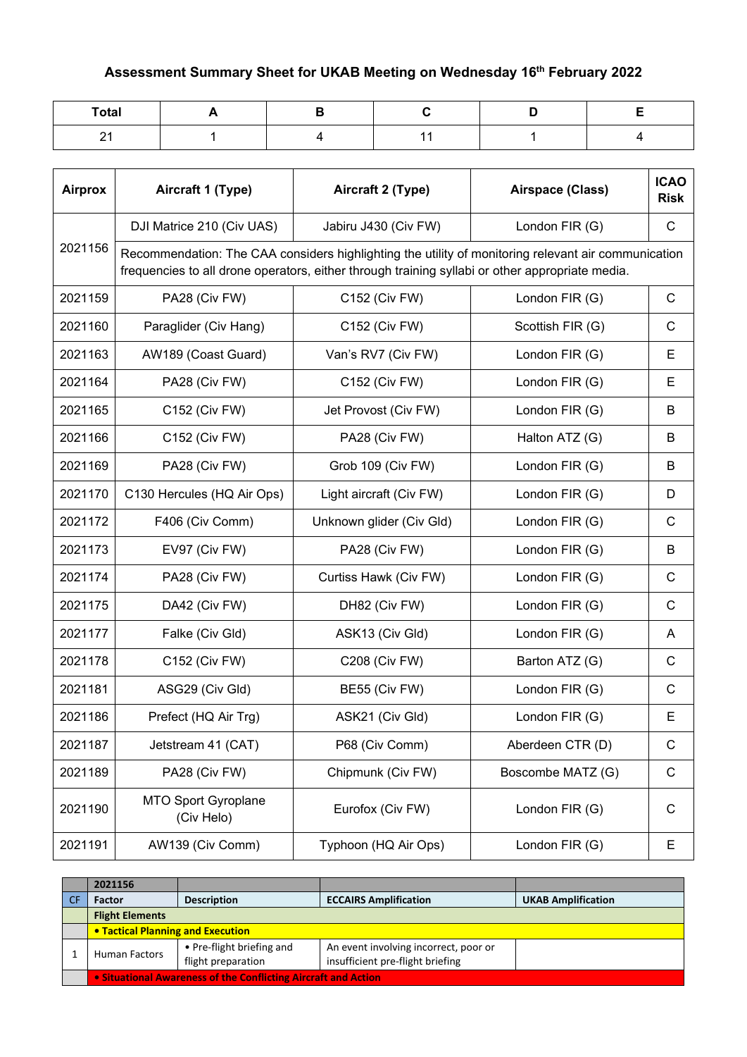# Assessment Summary Sheet for UKAB Meeting on Wednesday 16th February 2022

| Total | A | B | C | D | E |
|---|---|---|---|---|---|
| 21 | 1 | 4 | 11 | 1 | 4 |

| Airprox | Aircraft 1 (Type) | Aircraft 2 (Type) | Airspace (Class) | ICAO Risk |
|---|---|---|---|---|
| 2021156 | DJI Matrice 210 (Civ UAS) | Jabiru J430 (Civ FW) | London FIR (G) | C |
| | Recommendation: The CAA considers highlighting the utility of monitoring relevant air communication frequencies to all drone operators, either through training syllabi or other appropriate media. | | | |
| 2021159 | PA28 (Civ FW) | C152 (Civ FW) | London FIR (G) | C |
| 2021160 | Paraglider (Civ Hang) | C152 (Civ FW) | Scottish FIR (G) | C |
| 2021163 | AW189 (Coast Guard) | Van's RV7 (Civ FW) | London FIR (G) | E |
| 2021164 | PA28 (Civ FW) | C152 (Civ FW) | London FIR (G) | E |
| 2021165 | C152 (Civ FW) | Jet Provost (Civ FW) | London FIR (G) | B |
| 2021166 | C152 (Civ FW) | PA28 (Civ FW) | Halton ATZ (G) | B |
| 2021169 | PA28 (Civ FW) | Grob 109 (Civ FW) | London FIR (G) | B |
| 2021170 | C130 Hercules (HQ Air Ops) | Light aircraft (Civ FW) | London FIR (G) | D |
| 2021172 | F406 (Civ Comm) | Unknown glider (Civ Gld) | London FIR (G) | C |
| 2021173 | EV97 (Civ FW) | PA28 (Civ FW) | London FIR (G) | B |
| 2021174 | PA28 (Civ FW) | Curtiss Hawk (Civ FW) | London FIR (G) | C |
| 2021175 | DA42 (Civ FW) | DH82 (Civ FW) | London FIR (G) | C |
| 2021177 | Falke (Civ Gld) | ASK13 (Civ Gld) | London FIR (G) | A |
| 2021178 | C152 (Civ FW) | C208 (Civ FW) | Barton ATZ (G) | C |
| 2021181 | ASG29 (Civ Gld) | BE55 (Civ FW) | London FIR (G) | C |
| 2021186 | Prefect (HQ Air Trg) | ASK21 (Civ Gld) | London FIR (G) | E |
| 2021187 | Jetstream 41 (CAT) | P68 (Civ Comm) | Aberdeen CTR (D) | C |
| 2021189 | PA28 (Civ FW) | Chipmunk (Civ FW) | Boscombe MATZ (G) | C |
| 2021190 | MTO Sport Gyroplane (Civ Helo) | Eurofox (Civ FW) | London FIR (G) | C |
| 2021191 | AW139 (Civ Comm) | Typhoon (HQ Air Ops) | London FIR (G) | E |

| | 2021156 | | | |
|---|---|---|---|---|
| CF | Factor | Description | ECCAIRS Amplification | UKAB Amplification |
| | Flight Elements | | | |
| | • Tactical Planning and Execution | | | |
| 1 | Human Factors | • Pre-flight briefing and flight preparation | An event involving incorrect, poor or insufficient pre-flight briefing | |
| | • Situational Awareness of the Conflicting Aircraft and Action | | | |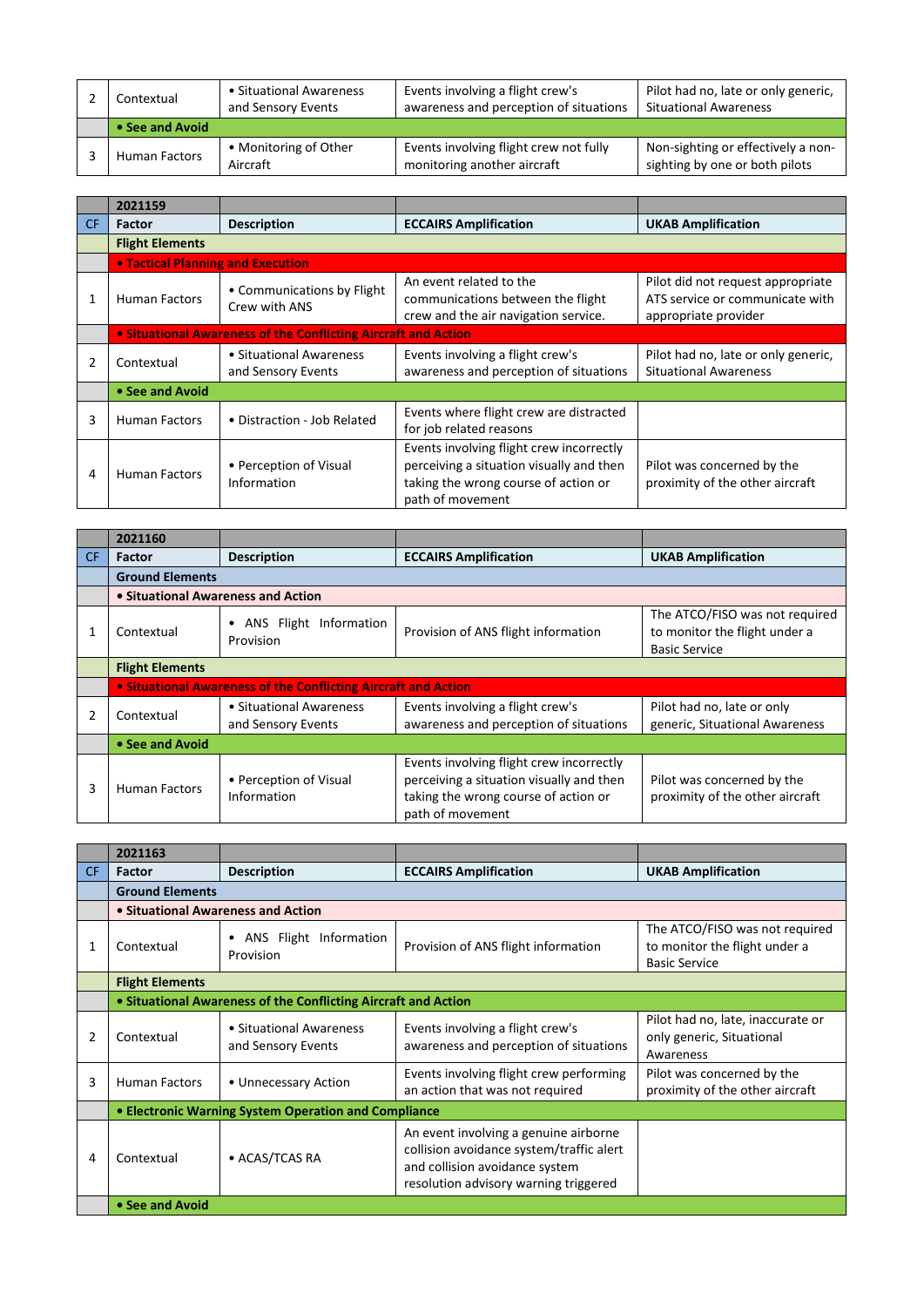| | | | | |
|---|---|---|---|---|
| 2 | Contextual | • Situational Awareness and Sensory Events | Events involving a flight crew's awareness and perception of situations | Pilot had no, late or only generic, Situational Awareness |
| | **• See and Avoid** | | | |
| 3 | Human Factors | • Monitoring of Other Aircraft | Events involving flight crew not fully monitoring another aircraft | Non-sighting or effectively a non-sighting by one or both pilots |

| | **2021159** | | | |
|---|---|---|---|---|
| **CF** | **Factor** | **Description** | **ECCAIRS Amplification** | **UKAB Amplification** |
| | **Flight Elements** | | | |
| | **• Tactical Planning and Execution** | | | |
| 1 | Human Factors | • Communications by Flight Crew with ANS | An event related to the communications between the flight crew and the air navigation service. | Pilot did not request appropriate ATS service or communicate with appropriate provider |
| | **• Situational Awareness of the Conflicting Aircraft and Action** | | | |
| 2 | Contextual | • Situational Awareness and Sensory Events | Events involving a flight crew's awareness and perception of situations | Pilot had no, late or only generic, Situational Awareness |
| | **• See and Avoid** | | | |
| 3 | Human Factors | • Distraction - Job Related | Events where flight crew are distracted for job related reasons | |
| 4 | Human Factors | • Perception of Visual Information | Events involving flight crew incorrectly perceiving a situation visually and then taking the wrong course of action or path of movement | Pilot was concerned by the proximity of the other aircraft |

| | **2021160** | | | |
|---|---|---|---|---|
| **CF** | **Factor** | **Description** | **ECCAIRS Amplification** | **UKAB Amplification** |
| | **Ground Elements** | | | |
| | **• Situational Awareness and Action** | | | |
| 1 | Contextual | • ANS Flight Information Provision | Provision of ANS flight information | The ATCO/FISO was not required to monitor the flight under a Basic Service |
| | **Flight Elements** | | | |
| | **• Situational Awareness of the Conflicting Aircraft and Action** | | | |
| 2 | Contextual | • Situational Awareness and Sensory Events | Events involving a flight crew's awareness and perception of situations | Pilot had no, late or only generic, Situational Awareness |
| | **• See and Avoid** | | | |
| 3 | Human Factors | • Perception of Visual Information | Events involving flight crew incorrectly perceiving a situation visually and then taking the wrong course of action or path of movement | Pilot was concerned by the proximity of the other aircraft |

| | **2021163** | | | |
|---|---|---|---|---|
| **CF** | **Factor** | **Description** | **ECCAIRS Amplification** | **UKAB Amplification** |
| | **Ground Elements** | | | |
| | **• Situational Awareness and Action** | | | |
| 1 | Contextual | • ANS Flight Information Provision | Provision of ANS flight information | The ATCO/FISO was not required to monitor the flight under a Basic Service |
| | **Flight Elements** | | | |
| | **• Situational Awareness of the Conflicting Aircraft and Action** | | | |
| 2 | Contextual | • Situational Awareness and Sensory Events | Events involving a flight crew's awareness and perception of situations | Pilot had no, late, inaccurate or only generic, Situational Awareness |
| 3 | Human Factors | • Unnecessary Action | Events involving flight crew performing an action that was not required | Pilot was concerned by the proximity of the other aircraft |
| | **• Electronic Warning System Operation and Compliance** | | | |
| 4 | Contextual | • ACAS/TCAS RA | An event involving a genuine airborne collision avoidance system/traffic alert and collision avoidance system resolution advisory warning triggered | |
| | **• See and Avoid** | | | |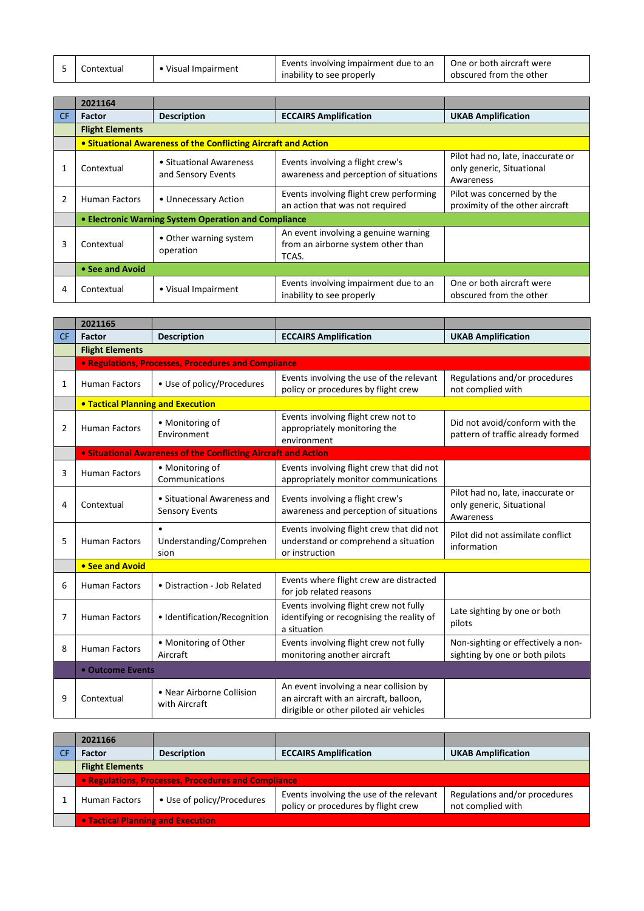| 5 | Contextual | • Visual Impairment | Events involving impairment due to an inability to see properly | One or both aircraft were obscured from the other |
|---|---|---|---|---|

| | 2021164 | | | |
|---|---|---|---|---|
| CF | **Factor** | **Description** | **ECCAIRS Amplification** | **UKAB Amplification** |
| | **Flight Elements** | | | |
| | **• Situational Awareness of the Conflicting Aircraft and Action** | | | |
| 1 | Contextual | • Situational Awareness and Sensory Events | Events involving a flight crew's awareness and perception of situations | Pilot had no, late, inaccurate or only generic, Situational Awareness |
| 2 | Human Factors | • Unnecessary Action | Events involving flight crew performing an action that was not required | Pilot was concerned by the proximity of the other aircraft |
| | **• Electronic Warning System Operation and Compliance** | | | |
| 3 | Contextual | • Other warning system operation | An event involving a genuine warning from an airborne system other than TCAS. | |
| | **• See and Avoid** | | | |
| 4 | Contextual | • Visual Impairment | Events involving impairment due to an inability to see properly | One or both aircraft were obscured from the other |

| | 2021165 | | | |
|---|---|---|---|---|
| CF | **Factor** | **Description** | **ECCAIRS Amplification** | **UKAB Amplification** |
| | **Flight Elements** | | | |
| | **• Regulations, Processes, Procedures and Compliance** | | | |
| 1 | Human Factors | • Use of policy/Procedures | Events involving the use of the relevant policy or procedures by flight crew | Regulations and/or procedures not complied with |
| | **• Tactical Planning and Execution** | | | |
| 2 | Human Factors | • Monitoring of Environment | Events involving flight crew not to appropriately monitoring the environment | Did not avoid/conform with the pattern of traffic already formed |
| | **• Situational Awareness of the Conflicting Aircraft and Action** | | | |
| 3 | Human Factors | • Monitoring of Communications | Events involving flight crew that did not appropriately monitor communications | |
| 4 | Contextual | • Situational Awareness and Sensory Events | Events involving a flight crew's awareness and perception of situations | Pilot had no, late, inaccurate or only generic, Situational Awareness |
| 5 | Human Factors | • Understanding/Comprehension | Events involving flight crew that did not understand or comprehend a situation or instruction | Pilot did not assimilate conflict information |
| | **• See and Avoid** | | | |
| 6 | Human Factors | • Distraction - Job Related | Events where flight crew are distracted for job related reasons | |
| 7 | Human Factors | • Identification/Recognition | Events involving flight crew not fully identifying or recognising the reality of a situation | Late sighting by one or both pilots |
| 8 | Human Factors | • Monitoring of Other Aircraft | Events involving flight crew not fully monitoring another aircraft | Non-sighting or effectively a non-sighting by one or both pilots |
| | **• Outcome Events** | | | |
| 9 | Contextual | • Near Airborne Collision with Aircraft | An event involving a near collision by an aircraft with an aircraft, balloon, dirigible or other piloted air vehicles | |

| | 2021166 | | | |
|---|---|---|---|---|
| CF | **Factor** | **Description** | **ECCAIRS Amplification** | **UKAB Amplification** |
| | **Flight Elements** | | | |
| | **• Regulations, Processes, Procedures and Compliance** | | | |
| 1 | Human Factors | • Use of policy/Procedures | Events involving the use of the relevant policy or procedures by flight crew | Regulations and/or procedures not complied with |
| | **• Tactical Planning and Execution** | | | |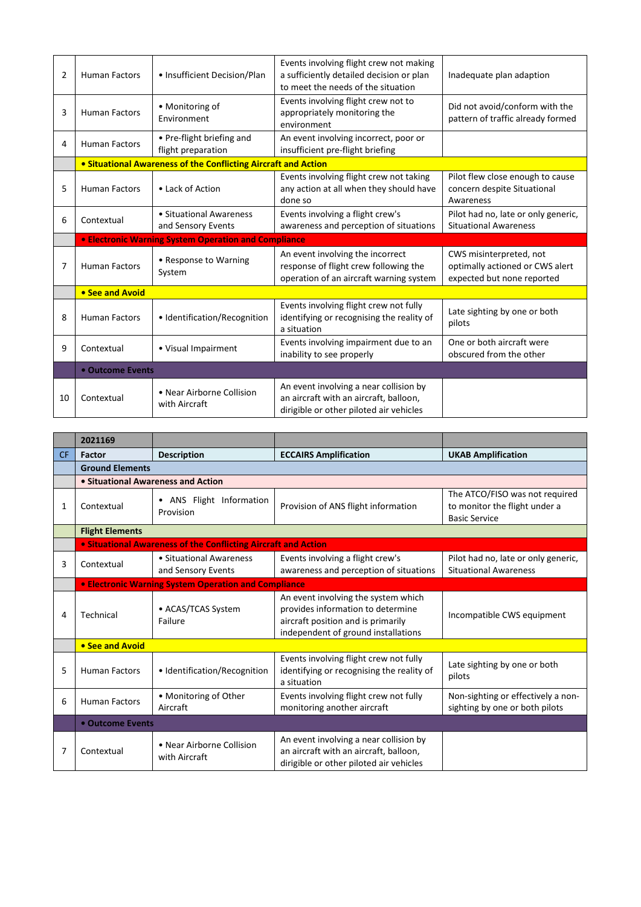| | | | | |
|---|---|---|---|---|
| 2 | Human Factors | • Insufficient Decision/Plan | Events involving flight crew not making a sufficiently detailed decision or plan to meet the needs of the situation | Inadequate plan adaption |
| 3 | Human Factors | • Monitoring of Environment | Events involving flight crew not to appropriately monitoring the environment | Did not avoid/conform with the pattern of traffic already formed |
| 4 | Human Factors | • Pre-flight briefing and flight preparation | An event involving incorrect, poor or insufficient pre-flight briefing | |
| | **• Situational Awareness of the Conflicting Aircraft and Action** | | | |
| 5 | Human Factors | • Lack of Action | Events involving flight crew not taking any action at all when they should have done so | Pilot flew close enough to cause concern despite Situational Awareness |
| 6 | Contextual | • Situational Awareness and Sensory Events | Events involving a flight crew's awareness and perception of situations | Pilot had no, late or only generic, Situational Awareness |
| | **• Electronic Warning System Operation and Compliance** | | | |
| 7 | Human Factors | • Response to Warning System | An event involving the incorrect response of flight crew following the operation of an aircraft warning system | CWS misinterpreted, not optimally actioned or CWS alert expected but none reported |
| | **• See and Avoid** | | | |
| 8 | Human Factors | • Identification/Recognition | Events involving flight crew not fully identifying or recognising the reality of a situation | Late sighting by one or both pilots |
| 9 | Contextual | • Visual Impairment | Events involving impairment due to an inability to see properly | One or both aircraft were obscured from the other |
| | **• Outcome Events** | | | |
| 10 | Contextual | • Near Airborne Collision with Aircraft | An event involving a near collision by an aircraft with an aircraft, balloon, dirigible or other piloted air vehicles | |

| | **2021169** | | | |
|---|---|---|---|---|
| **CF** | **Factor** | **Description** | **ECCAIRS Amplification** | **UKAB Amplification** |
| | **Ground Elements** | | | |
| | **• Situational Awareness and Action** | | | |
| 1 | Contextual | • ANS Flight Information Provision | Provision of ANS flight information | The ATCO/FISO was not required to monitor the flight under a Basic Service |
| | **Flight Elements** | | | |
| | **• Situational Awareness of the Conflicting Aircraft and Action** | | | |
| 3 | Contextual | • Situational Awareness and Sensory Events | Events involving a flight crew's awareness and perception of situations | Pilot had no, late or only generic, Situational Awareness |
| | **• Electronic Warning System Operation and Compliance** | | | |
| 4 | Technical | • ACAS/TCAS System Failure | An event involving the system which provides information to determine aircraft position and is primarily independent of ground installations | Incompatible CWS equipment |
| | **• See and Avoid** | | | |
| 5 | Human Factors | • Identification/Recognition | Events involving flight crew not fully identifying or recognising the reality of a situation | Late sighting by one or both pilots |
| 6 | Human Factors | • Monitoring of Other Aircraft | Events involving flight crew not fully monitoring another aircraft | Non-sighting or effectively a non-sighting by one or both pilots |
| | **• Outcome Events** | | | |
| 7 | Contextual | • Near Airborne Collision with Aircraft | An event involving a near collision by an aircraft with an aircraft, balloon, dirigible or other piloted air vehicles | |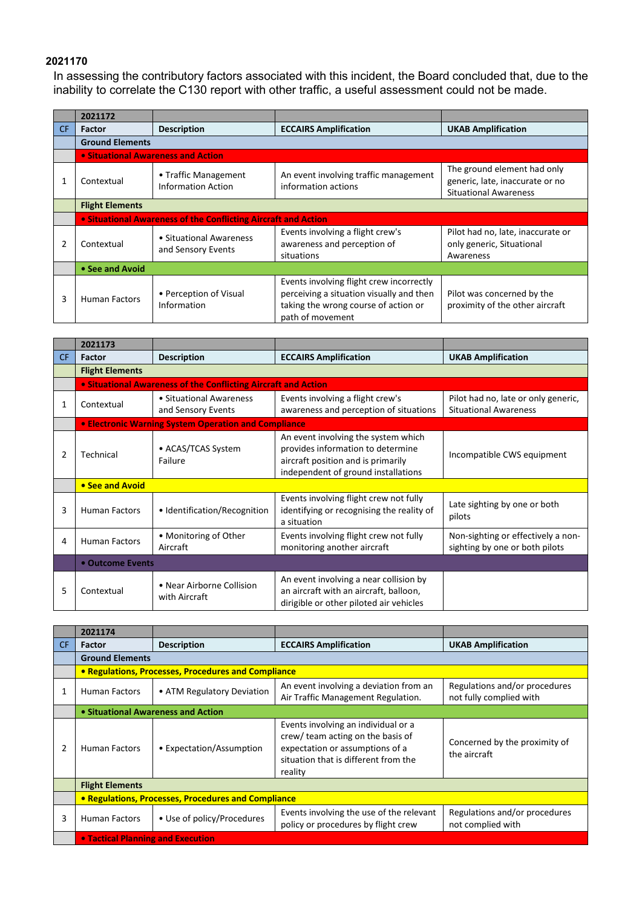**2021170**

In assessing the contributory factors associated with this incident, the Board concluded that, due to the inability to correlate the C130 report with other traffic, a useful assessment could not be made.

| | 2021172 | | | |
|---|---|---|---|---|
| CF | Factor | Description | ECCAIRS Amplification | UKAB Amplification |
| | **Ground Elements** | | | |
| | **• Situational Awareness and Action** | | | |
| 1 | Contextual | • Traffic Management Information Action | An event involving traffic management information actions | The ground element had only generic, late, inaccurate or no Situational Awareness |
| | **Flight Elements** | | | |
| | **• Situational Awareness of the Conflicting Aircraft and Action** | | | |
| 2 | Contextual | • Situational Awareness and Sensory Events | Events involving a flight crew's awareness and perception of situations | Pilot had no, late, inaccurate or only generic, Situational Awareness |
| | **• See and Avoid** | | | |
| 3 | Human Factors | • Perception of Visual Information | Events involving flight crew incorrectly perceiving a situation visually and then taking the wrong course of action or path of movement | Pilot was concerned by the proximity of the other aircraft |

| | 2021173 | | | |
|---|---|---|---|---|
| CF | Factor | Description | ECCAIRS Amplification | UKAB Amplification |
| | **Flight Elements** | | | |
| | **• Situational Awareness of the Conflicting Aircraft and Action** | | | |
| 1 | Contextual | • Situational Awareness and Sensory Events | Events involving a flight crew's awareness and perception of situations | Pilot had no, late or only generic, Situational Awareness |
| | **• Electronic Warning System Operation and Compliance** | | | |
| 2 | Technical | • ACAS/TCAS System Failure | An event involving the system which provides information to determine aircraft position and is primarily independent of ground installations | Incompatible CWS equipment |
| | **• See and Avoid** | | | |
| 3 | Human Factors | • Identification/Recognition | Events involving flight crew not fully identifying or recognising the reality of a situation | Late sighting by one or both pilots |
| 4 | Human Factors | • Monitoring of Other Aircraft | Events involving flight crew not fully monitoring another aircraft | Non-sighting or effectively a non-sighting by one or both pilots |
| | **• Outcome Events** | | | |
| 5 | Contextual | • Near Airborne Collision with Aircraft | An event involving a near collision by an aircraft with an aircraft, balloon, dirigible or other piloted air vehicles | |

| | 2021174 | | | |
|---|---|---|---|---|
| CF | Factor | Description | ECCAIRS Amplification | UKAB Amplification |
| | **Ground Elements** | | | |
| | **• Regulations, Processes, Procedures and Compliance** | | | |
| 1 | Human Factors | • ATM Regulatory Deviation | An event involving a deviation from an Air Traffic Management Regulation. | Regulations and/or procedures not fully complied with |
| | **• Situational Awareness and Action** | | | |
| 2 | Human Factors | • Expectation/Assumption | Events involving an individual or a crew/ team acting on the basis of expectation or assumptions of a situation that is different from the reality | Concerned by the proximity of the aircraft |
| | **Flight Elements** | | | |
| | **• Regulations, Processes, Procedures and Compliance** | | | |
| 3 | Human Factors | • Use of policy/Procedures | Events involving the use of the relevant policy or procedures by flight crew | Regulations and/or procedures not complied with |
| | **• Tactical Planning and Execution** | | | |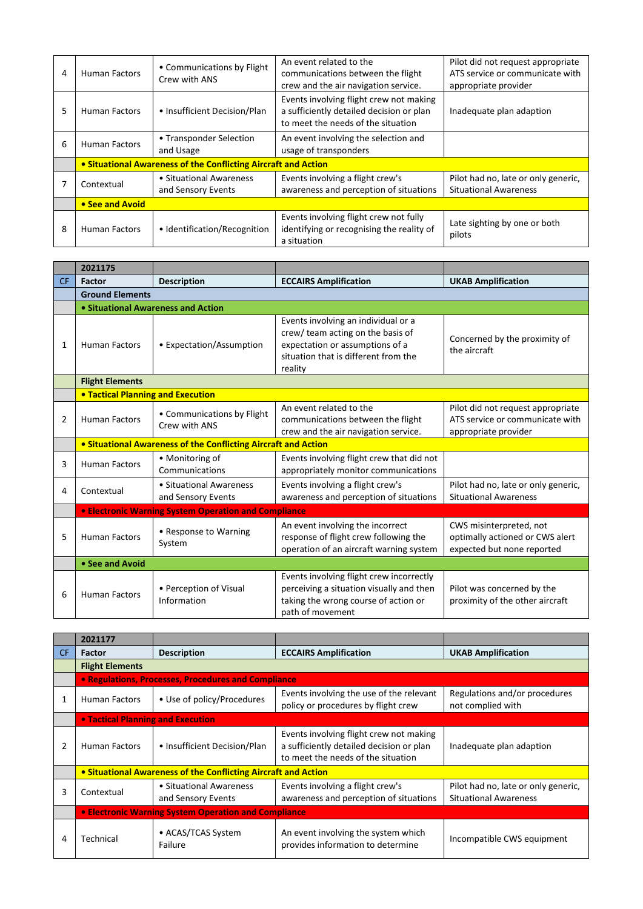| | | | | |
|---|---|---|---|---|
| 4 | Human Factors | • Communications by Flight Crew with ANS | An event related to the communications between the flight crew and the air navigation service. | Pilot did not request appropriate ATS service or communicate with appropriate provider |
| 5 | Human Factors | • Insufficient Decision/Plan | Events involving flight crew not making a sufficiently detailed decision or plan to meet the needs of the situation | Inadequate plan adaption |
| 6 | Human Factors | • Transponder Selection and Usage | An event involving the selection and usage of transponders | |
| | **• Situational Awareness of the Conflicting Aircraft and Action** | | | |
| 7 | Contextual | • Situational Awareness and Sensory Events | Events involving a flight crew's awareness and perception of situations | Pilot had no, late or only generic, Situational Awareness |
| | **• See and Avoid** | | | |
| 8 | Human Factors | • Identification/Recognition | Events involving flight crew not fully identifying or recognising the reality of a situation | Late sighting by one or both pilots |

| | 2021175 | | | |
|---|---|---|---|---|
| CF | **Factor** | **Description** | **ECCAIRS Amplification** | **UKAB Amplification** |
| | **Ground Elements** | | | |
| | **• Situational Awareness and Action** | | | |
| 1 | Human Factors | • Expectation/Assumption | Events involving an individual or a crew/ team acting on the basis of expectation or assumptions of a situation that is different from the reality | Concerned by the proximity of the aircraft |
| | **Flight Elements** | | | |
| | **• Tactical Planning and Execution** | | | |
| 2 | Human Factors | • Communications by Flight Crew with ANS | An event related to the communications between the flight crew and the air navigation service. | Pilot did not request appropriate ATS service or communicate with appropriate provider |
| | **• Situational Awareness of the Conflicting Aircraft and Action** | | | |
| 3 | Human Factors | • Monitoring of Communications | Events involving flight crew that did not appropriately monitor communications | |
| 4 | Contextual | • Situational Awareness and Sensory Events | Events involving a flight crew's awareness and perception of situations | Pilot had no, late or only generic, Situational Awareness |
| | **• Electronic Warning System Operation and Compliance** | | | |
| 5 | Human Factors | • Response to Warning System | An event involving the incorrect response of flight crew following the operation of an aircraft warning system | CWS misinterpreted, not optimally actioned or CWS alert expected but none reported |
| | **• See and Avoid** | | | |
| 6 | Human Factors | • Perception of Visual Information | Events involving flight crew incorrectly perceiving a situation visually and then taking the wrong course of action or path of movement | Pilot was concerned by the proximity of the other aircraft |

| | 2021177 | | | |
|---|---|---|---|---|
| CF | **Factor** | **Description** | **ECCAIRS Amplification** | **UKAB Amplification** |
| | **Flight Elements** | | | |
| | **• Regulations, Processes, Procedures and Compliance** | | | |
| 1 | Human Factors | • Use of policy/Procedures | Events involving the use of the relevant policy or procedures by flight crew | Regulations and/or procedures not complied with |
| | **• Tactical Planning and Execution** | | | |
| 2 | Human Factors | • Insufficient Decision/Plan | Events involving flight crew not making a sufficiently detailed decision or plan to meet the needs of the situation | Inadequate plan adaption |
| | **• Situational Awareness of the Conflicting Aircraft and Action** | | | |
| 3 | Contextual | • Situational Awareness and Sensory Events | Events involving a flight crew's awareness and perception of situations | Pilot had no, late or only generic, Situational Awareness |
| | **• Electronic Warning System Operation and Compliance** | | | |
| 4 | Technical | • ACAS/TCAS System Failure | An event involving the system which provides information to determine | Incompatible CWS equipment |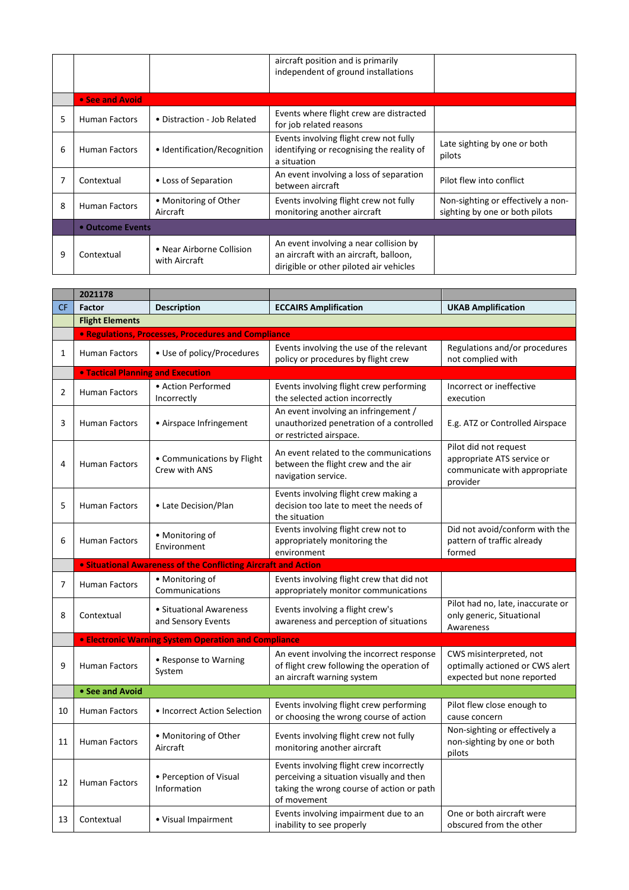| | | | | |
|---|---|---|---|---|
| | | | aircraft position and is primarily independent of ground installations | |
| | **• See and Avoid** | | | |
| 5 | Human Factors | • Distraction - Job Related | Events where flight crew are distracted for job related reasons | |
| 6 | Human Factors | • Identification/Recognition | Events involving flight crew not fully identifying or recognising the reality of a situation | Late sighting by one or both pilots |
| 7 | Contextual | • Loss of Separation | An event involving a loss of separation between aircraft | Pilot flew into conflict |
| 8 | Human Factors | • Monitoring of Other Aircraft | Events involving flight crew not fully monitoring another aircraft | Non-sighting or effectively a non-sighting by one or both pilots |
| | **• Outcome Events** | | | |
| 9 | Contextual | • Near Airborne Collision with Aircraft | An event involving a near collision by an aircraft with an aircraft, balloon, dirigible or other piloted air vehicles | |

| | 2021178 | | | |
|---|---|---|---|---|
| **CF** | **Factor** | **Description** | **ECCAIRS Amplification** | **UKAB Amplification** |
| | **Flight Elements** | | | |
| | **• Regulations, Processes, Procedures and Compliance** | | | |
| 1 | Human Factors | • Use of policy/Procedures | Events involving the use of the relevant policy or procedures by flight crew | Regulations and/or procedures not complied with |
| | **• Tactical Planning and Execution** | | | |
| 2 | Human Factors | • Action Performed Incorrectly | Events involving flight crew performing the selected action incorrectly | Incorrect or ineffective execution |
| 3 | Human Factors | • Airspace Infringement | An event involving an infringement / unauthorized penetration of a controlled or restricted airspace. | E.g. ATZ or Controlled Airspace |
| 4 | Human Factors | • Communications by Flight Crew with ANS | An event related to the communications between the flight crew and the air navigation service. | Pilot did not request appropriate ATS service or communicate with appropriate provider |
| 5 | Human Factors | • Late Decision/Plan | Events involving flight crew making a decision too late to meet the needs of the situation | |
| 6 | Human Factors | • Monitoring of Environment | Events involving flight crew not to appropriately monitoring the environment | Did not avoid/conform with the pattern of traffic already formed |
| | **• Situational Awareness of the Conflicting Aircraft and Action** | | | |
| 7 | Human Factors | • Monitoring of Communications | Events involving flight crew that did not appropriately monitor communications | |
| 8 | Contextual | • Situational Awareness and Sensory Events | Events involving a flight crew's awareness and perception of situations | Pilot had no, late, inaccurate or only generic, Situational Awareness |
| | **• Electronic Warning System Operation and Compliance** | | | |
| 9 | Human Factors | • Response to Warning System | An event involving the incorrect response of flight crew following the operation of an aircraft warning system | CWS misinterpreted, not optimally actioned or CWS alert expected but none reported |
| | **• See and Avoid** | | | |
| 10 | Human Factors | • Incorrect Action Selection | Events involving flight crew performing or choosing the wrong course of action | Pilot flew close enough to cause concern |
| 11 | Human Factors | • Monitoring of Other Aircraft | Events involving flight crew not fully monitoring another aircraft | Non-sighting or effectively a non-sighting by one or both pilots |
| 12 | Human Factors | • Perception of Visual Information | Events involving flight crew incorrectly perceiving a situation visually and then taking the wrong course of action or path of movement | |
| 13 | Contextual | • Visual Impairment | Events involving impairment due to an inability to see properly | One or both aircraft were obscured from the other |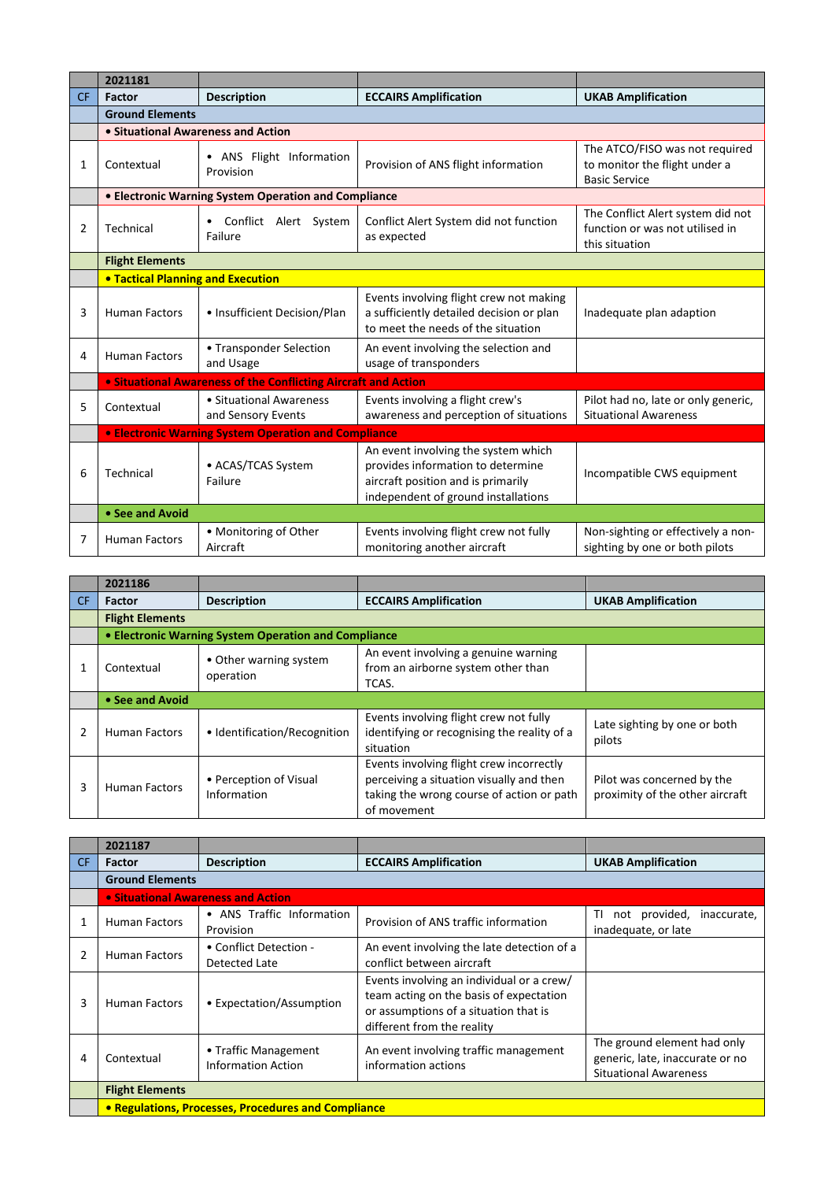| | 2021181 | | | |
|---|---|---|---|---|
| CF | Factor | Description | ECCAIRS Amplification | UKAB Amplification |
| | **Ground Elements** | | | |
| | **• Situational Awareness and Action** | | | |
| 1 | Contextual | • ANS Flight Information Provision | Provision of ANS flight information | The ATCO/FISO was not required to monitor the flight under a Basic Service |
| | **• Electronic Warning System Operation and Compliance** | | | |
| 2 | Technical | • Conflict Alert System Failure | Conflict Alert System did not function as expected | The Conflict Alert system did not function or was not utilised in this situation |
| | **Flight Elements** | | | |
| | **• Tactical Planning and Execution** | | | |
| 3 | Human Factors | • Insufficient Decision/Plan | Events involving flight crew not making a sufficiently detailed decision or plan to meet the needs of the situation | Inadequate plan adaption |
| 4 | Human Factors | • Transponder Selection and Usage | An event involving the selection and usage of transponders | |
| | **• Situational Awareness of the Conflicting Aircraft and Action** | | | |
| 5 | Contextual | • Situational Awareness and Sensory Events | Events involving a flight crew's awareness and perception of situations | Pilot had no, late or only generic, Situational Awareness |
| | **• Electronic Warning System Operation and Compliance** | | | |
| 6 | Technical | • ACAS/TCAS System Failure | An event involving the system which provides information to determine aircraft position and is primarily independent of ground installations | Incompatible CWS equipment |
| | **• See and Avoid** | | | |
| 7 | Human Factors | • Monitoring of Other Aircraft | Events involving flight crew not fully monitoring another aircraft | Non-sighting or effectively a non-sighting by one or both pilots |

| | 2021186 | | | |
|---|---|---|---|---|
| CF | Factor | Description | ECCAIRS Amplification | UKAB Amplification |
| | **Flight Elements** | | | |
| | **• Electronic Warning System Operation and Compliance** | | | |
| 1 | Contextual | • Other warning system operation | An event involving a genuine warning from an airborne system other than TCAS. | |
| | **• See and Avoid** | | | |
| 2 | Human Factors | • Identification/Recognition | Events involving flight crew not fully identifying or recognising the reality of a situation | Late sighting by one or both pilots |
| 3 | Human Factors | • Perception of Visual Information | Events involving flight crew incorrectly perceiving a situation visually and then taking the wrong course of action or path of movement | Pilot was concerned by the proximity of the other aircraft |

| | 2021187 | | | |
|---|---|---|---|---|
| CF | Factor | Description | ECCAIRS Amplification | UKAB Amplification |
| | **Ground Elements** | | | |
| | **• Situational Awareness and Action** | | | |
| 1 | Human Factors | • ANS Traffic Information Provision | Provision of ANS traffic information | TI not provided, inaccurate, inadequate, or late |
| 2 | Human Factors | • Conflict Detection - Detected Late | An event involving the late detection of a conflict between aircraft | |
| 3 | Human Factors | • Expectation/Assumption | Events involving an individual or a crew/team acting on the basis of expectation or assumptions of a situation that is different from the reality | |
| 4 | Contextual | • Traffic Management Information Action | An event involving traffic management information actions | The ground element had only generic, late, inaccurate or no Situational Awareness |
| | **Flight Elements** | | | |
| | **• Regulations, Processes, Procedures and Compliance** | | | |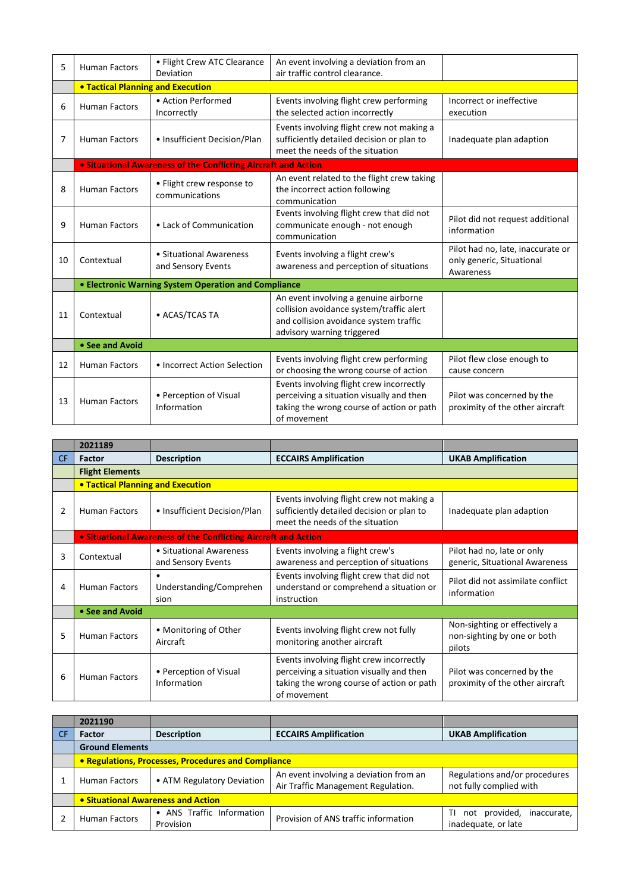| | | | | |
|---|---|---|---|---|
| 5 | Human Factors | • Flight Crew ATC Clearance Deviation | An event involving a deviation from an air traffic control clearance. | |
| | **• Tactical Planning and Execution** | | | |
| 6 | Human Factors | • Action Performed Incorrectly | Events involving flight crew performing the selected action incorrectly | Incorrect or ineffective execution |
| 7 | Human Factors | • Insufficient Decision/Plan | Events involving flight crew not making a sufficiently detailed decision or plan to meet the needs of the situation | Inadequate plan adaption |
| | **• Situational Awareness of the Conflicting Aircraft and Action** | | | |
| 8 | Human Factors | • Flight crew response to communications | An event related to the flight crew taking the incorrect action following communication | |
| 9 | Human Factors | • Lack of Communication | Events involving flight crew that did not communicate enough - not enough communication | Pilot did not request additional information |
| 10 | Contextual | • Situational Awareness and Sensory Events | Events involving a flight crew's awareness and perception of situations | Pilot had no, late, inaccurate or only generic, Situational Awareness |
| | **• Electronic Warning System Operation and Compliance** | | | |
| 11 | Contextual | • ACAS/TCAS TA | An event involving a genuine airborne collision avoidance system/traffic alert and collision avoidance system traffic advisory warning triggered | |
| | **• See and Avoid** | | | |
| 12 | Human Factors | • Incorrect Action Selection | Events involving flight crew performing or choosing the wrong course of action | Pilot flew close enough to cause concern |
| 13 | Human Factors | • Perception of Visual Information | Events involving flight crew incorrectly perceiving a situation visually and then taking the wrong course of action or path of movement | Pilot was concerned by the proximity of the other aircraft |

| | **2021189** | | | |
|---|---|---|---|---|
| CF | **Factor** | **Description** | **ECCAIRS Amplification** | **UKAB Amplification** |
| | **Flight Elements** | | | |
| | **• Tactical Planning and Execution** | | | |
| 2 | Human Factors | • Insufficient Decision/Plan | Events involving flight crew not making a sufficiently detailed decision or plan to meet the needs of the situation | Inadequate plan adaption |
| | **• Situational Awareness of the Conflicting Aircraft and Action** | | | |
| 3 | Contextual | • Situational Awareness and Sensory Events | Events involving a flight crew's awareness and perception of situations | Pilot had no, late or only generic, Situational Awareness |
| 4 | Human Factors | • Understanding/Comprehension | Events involving flight crew that did not understand or comprehend a situation or instruction | Pilot did not assimilate conflict information |
| | **• See and Avoid** | | | |
| 5 | Human Factors | • Monitoring of Other Aircraft | Events involving flight crew not fully monitoring another aircraft | Non-sighting or effectively a non-sighting by one or both pilots |
| 6 | Human Factors | • Perception of Visual Information | Events involving flight crew incorrectly perceiving a situation visually and then taking the wrong course of action or path of movement | Pilot was concerned by the proximity of the other aircraft |

| | **2021190** | | | |
|---|---|---|---|---|
| CF | **Factor** | **Description** | **ECCAIRS Amplification** | **UKAB Amplification** |
| | **Ground Elements** | | | |
| | **• Regulations, Processes, Procedures and Compliance** | | | |
| 1 | Human Factors | • ATM Regulatory Deviation | An event involving a deviation from an Air Traffic Management Regulation. | Regulations and/or procedures not fully complied with |
| | **• Situational Awareness and Action** | | | |
| 2 | Human Factors | • ANS Traffic Information Provision | Provision of ANS traffic information | TI not provided, inaccurate, inadequate, or late |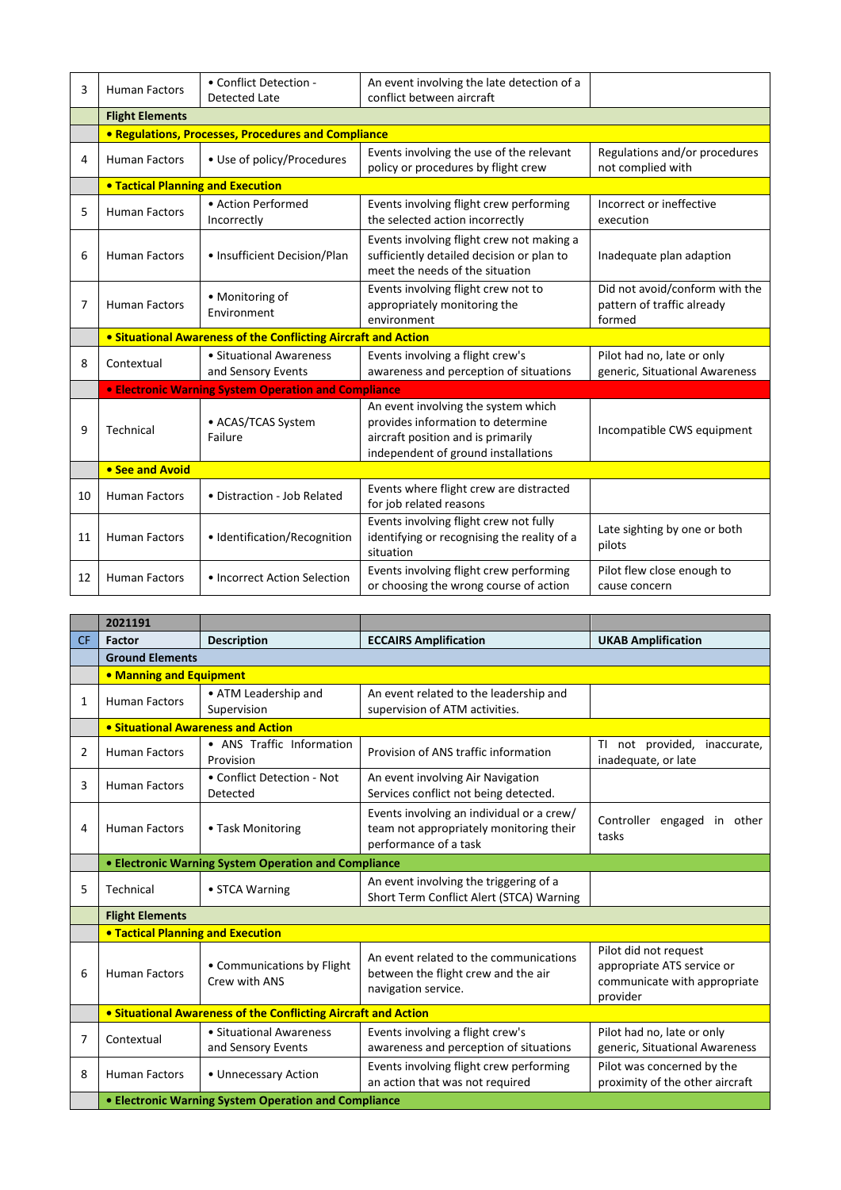| | | | | |
|---|---|---|---|---|
| 3 | Human Factors | • Conflict Detection - Detected Late | An event involving the late detection of a conflict between aircraft | |
| | **Flight Elements** | | | |
| | **• Regulations, Processes, Procedures and Compliance** | | | |
| 4 | Human Factors | • Use of policy/Procedures | Events involving the use of the relevant policy or procedures by flight crew | Regulations and/or procedures not complied with |
| | **• Tactical Planning and Execution** | | | |
| 5 | Human Factors | • Action Performed Incorrectly | Events involving flight crew performing the selected action incorrectly | Incorrect or ineffective execution |
| 6 | Human Factors | • Insufficient Decision/Plan | Events involving flight crew not making a sufficiently detailed decision or plan to meet the needs of the situation | Inadequate plan adaption |
| 7 | Human Factors | • Monitoring of Environment | Events involving flight crew not to appropriately monitoring the environment | Did not avoid/conform with the pattern of traffic already formed |
| | **• Situational Awareness of the Conflicting Aircraft and Action** | | | |
| 8 | Contextual | • Situational Awareness and Sensory Events | Events involving a flight crew's awareness and perception of situations | Pilot had no, late or only generic, Situational Awareness |
| | **• Electronic Warning System Operation and Compliance** | | | |
| 9 | Technical | • ACAS/TCAS System Failure | An event involving the system which provides information to determine aircraft position and is primarily independent of ground installations | Incompatible CWS equipment |
| | **• See and Avoid** | | | |
| 10 | Human Factors | • Distraction - Job Related | Events where flight crew are distracted for job related reasons | |
| 11 | Human Factors | • Identification/Recognition | Events involving flight crew not fully identifying or recognising the reality of a situation | Late sighting by one or both pilots |
| 12 | Human Factors | • Incorrect Action Selection | Events involving flight crew performing or choosing the wrong course of action | Pilot flew close enough to cause concern |

| | **2021191** | | | |
|---|---|---|---|---|
| **CF** | **Factor** | **Description** | **ECCAIRS Amplification** | **UKAB Amplification** |
| | **Ground Elements** | | | |
| | **• Manning and Equipment** | | | |
| 1 | Human Factors | • ATM Leadership and Supervision | An event related to the leadership and supervision of ATM activities. | |
| | **• Situational Awareness and Action** | | | |
| 2 | Human Factors | • ANS Traffic Information Provision | Provision of ANS traffic information | TI not provided, inaccurate, inadequate, or late |
| 3 | Human Factors | • Conflict Detection - Not Detected | An event involving Air Navigation Services conflict not being detected. | |
| 4 | Human Factors | • Task Monitoring | Events involving an individual or a crew/team not appropriately monitoring their performance of a task | Controller engaged in other tasks |
| | **• Electronic Warning System Operation and Compliance** | | | |
| 5 | Technical | • STCA Warning | An event involving the triggering of a Short Term Conflict Alert (STCA) Warning | |
| | **Flight Elements** | | | |
| | **• Tactical Planning and Execution** | | | |
| 6 | Human Factors | • Communications by Flight Crew with ANS | An event related to the communications between the flight crew and the air navigation service. | Pilot did not request appropriate ATS service or communicate with appropriate provider |
| | **• Situational Awareness of the Conflicting Aircraft and Action** | | | |
| 7 | Contextual | • Situational Awareness and Sensory Events | Events involving a flight crew's awareness and perception of situations | Pilot had no, late or only generic, Situational Awareness |
| 8 | Human Factors | • Unnecessary Action | Events involving flight crew performing an action that was not required | Pilot was concerned by the proximity of the other aircraft |
| | **• Electronic Warning System Operation and Compliance** | | | |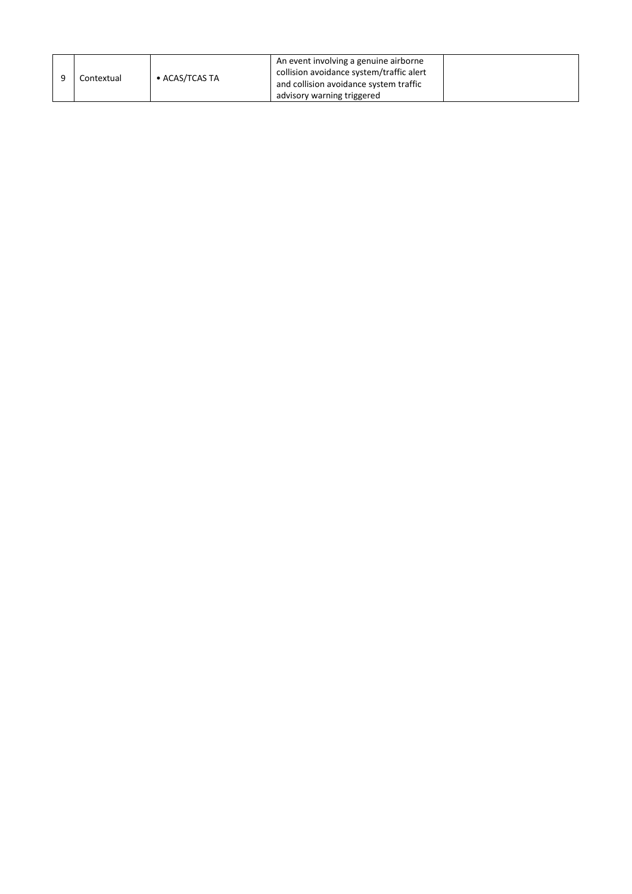| | | | | |
|---|---|---|---|---|
| 9 | Contextual | • ACAS/TCAS TA | An event involving a genuine airborne collision avoidance system/traffic alert and collision avoidance system traffic advisory warning triggered | |